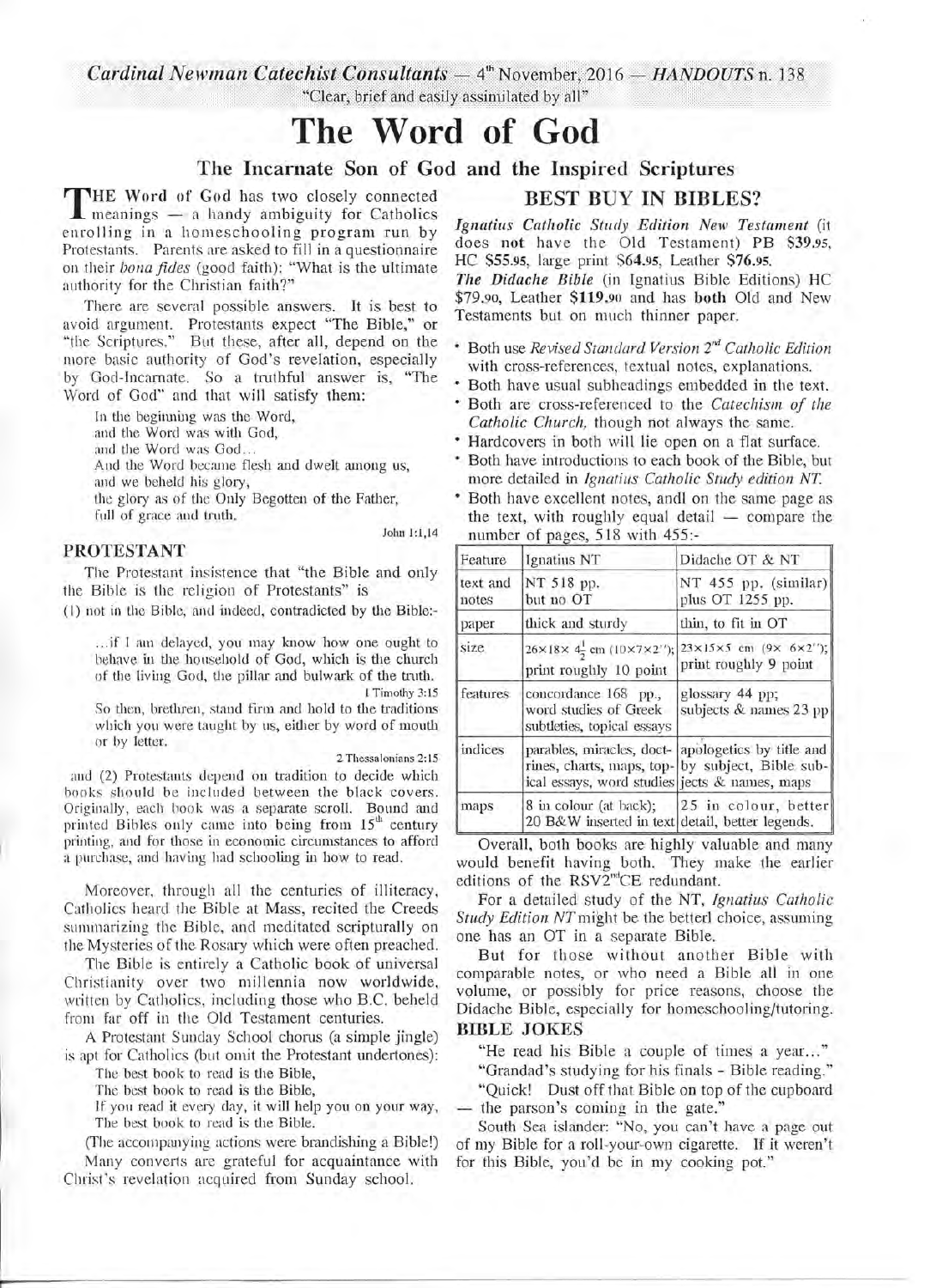*Cardinal Newman Catechist Consultants* — 4th November, 2016 — *HANDOUTS* n. 138

"Clear, brief and easily assimilated by all"

# The Word of God

## The Incarnate Son of God and the Inspired Scriptures

THE Word of God has two closely connected meanings — a handy ambiguity for Catholics enrolling in a homeschooling program run by Protestants. Parents are asked to fill in a questionnaire on their *bona fides* (good faith): "What is the ultimate authority for the Christian faith?"

There are several possible answers. It is best to avoid argument. Protestants expect "The Bible," or "the Scriptures." But these, after all, depend on the more basic authority of God's revelation, especially by God-Incarnate. So a truthful answer is, "The Word of God" and that will satisfy them:

> In the beginning was the Word,
> and the Word was with God,
> and the Word was God...
> And the Word became flesh and dwelt among us,
> and we beheld his glory,
> the glory as of the Only Begotten of the Father,
> full of grace and truth.
>
> John 1:1,14

### PROTESTANT

The Protestant insistence that "the Bible and only the Bible is the religion of Protestants" is

(1) not in the Bible, and indeed, contradicted by the Bible:-

> ...if I am delayed, you may know how one ought to behave in the household of God, which is the church of the living God, the pillar and bulwark of the truth.
>
> 1 Timothy 3:15
>
> So then, brethren, stand firm and hold to the traditions which you were taught by us, either by word of mouth or by letter.
>
> 2 Thessalonians 2:15

and (2) Protestants depend on tradition to decide which books should be included between the black covers. Originally, each book was a separate scroll. Bound and printed Bibles only came into being from 15th century printing, and for those in economic circumstances to afford a purchase, and having had schooling in how to read.

Moreover, through all the centuries of illiteracy, Catholics heard the Bible at Mass, recited the Creeds summarizing the Bible, and meditated scripturally on the Mysteries of the Rosary which were often preached.

The Bible is entirely a Catholic book of universal Christianity over two millennia now worldwide, written by Catholics, including those who B.C. beheld from far off in the Old Testament centuries.

A Protestant Sunday School chorus (a simple jingle) is apt for Catholics (but omit the Protestant undertones):

> The best book to read is the Bible,
> The best book to read is the Bible,
> If you read it every day, it will help you on your way,
> The best book to read is the Bible.

(The accompanying actions were brandishing a Bible!)

Many converts are grateful for acquaintance with Christ's revelation acquired from Sunday school.

### BEST BUY IN BIBLES?

*Ignatius Catholic Study Edition New Testament* (it does **not** have the Old Testament) PB $39.95, HC $55.95, large print $64.95, Leather $76.95.

*The Didache Bible* (in Ignatius Bible Editions) HC $79.90, Leather $119.90 and has **both** Old and New Testaments but on much thinner paper.

- Both use *Revised Standard Version 2nd Catholic Edition* with cross-references, textual notes, explanations.
- Both have usual subheadings embedded in the text.
- Both are cross-referenced to the *Catechism of the Catholic Church,* though not always the same.
- Hardcovers in both will lie open on a flat surface.
- Both have introductions to each book of the Bible, but more detailed in *Ignatius Catholic Study edition NT.*
- Both have excellent notes, andl on the same page as the text, with roughly equal detail — compare the number of pages, 518 with 455:-

| Feature | Ignatius NT | Didache OT & NT |
|---|---|---|
| text and notes | NT 518 pp. but no OT | NT 455 pp. (similar) plus OT 1255 pp. |
| paper | thick and sturdy | thin, to fit in OT |
| size | $26\times18\times4\frac{1}{2}$ cm ($10\times7\times2''$); print roughly 10 point | $23\times15\times5$ cm ($9\times6\times2''$); print roughly 9 point |
| features | concordance 168 pp., word studies of Greek subtleties, topical essays | glossary 44 pp; subjects & names 23 pp |
| indices | parables, miracles, doctrines, charts, maps, topical essays, word studies | apologetics by title and by subject, Bible subjects & names, maps |
| maps | 8 in colour (at back); 20 B&W inserted in text | 25 in colour, better detail, better legends. |

Overall, both books are highly valuable and many would benefit having both. They make the earlier editions of the RSV2ndCE redundant.

For a detailed study of the NT, *Ignatius Catholic Study Edition NT* might be the betterl choice, assuming one has an OT in a separate Bible.

But for those without another Bible with comparable notes, or who need a Bible all in one volume, or possibly for price reasons, choose the Didache Bible, especially for homeschooling/tutoring.

### BIBLE JOKES

"He read his Bible a couple of times a year..."

"Grandad's studying for his finals - Bible reading."

"Quick! Dust off that Bible on top of the cupboard — the parson's coming in the gate."

South Sea islander: "No, you can't have a page out of my Bible for a roll-your-own cigarette. If it weren't for this Bible, you'd be in my cooking pot."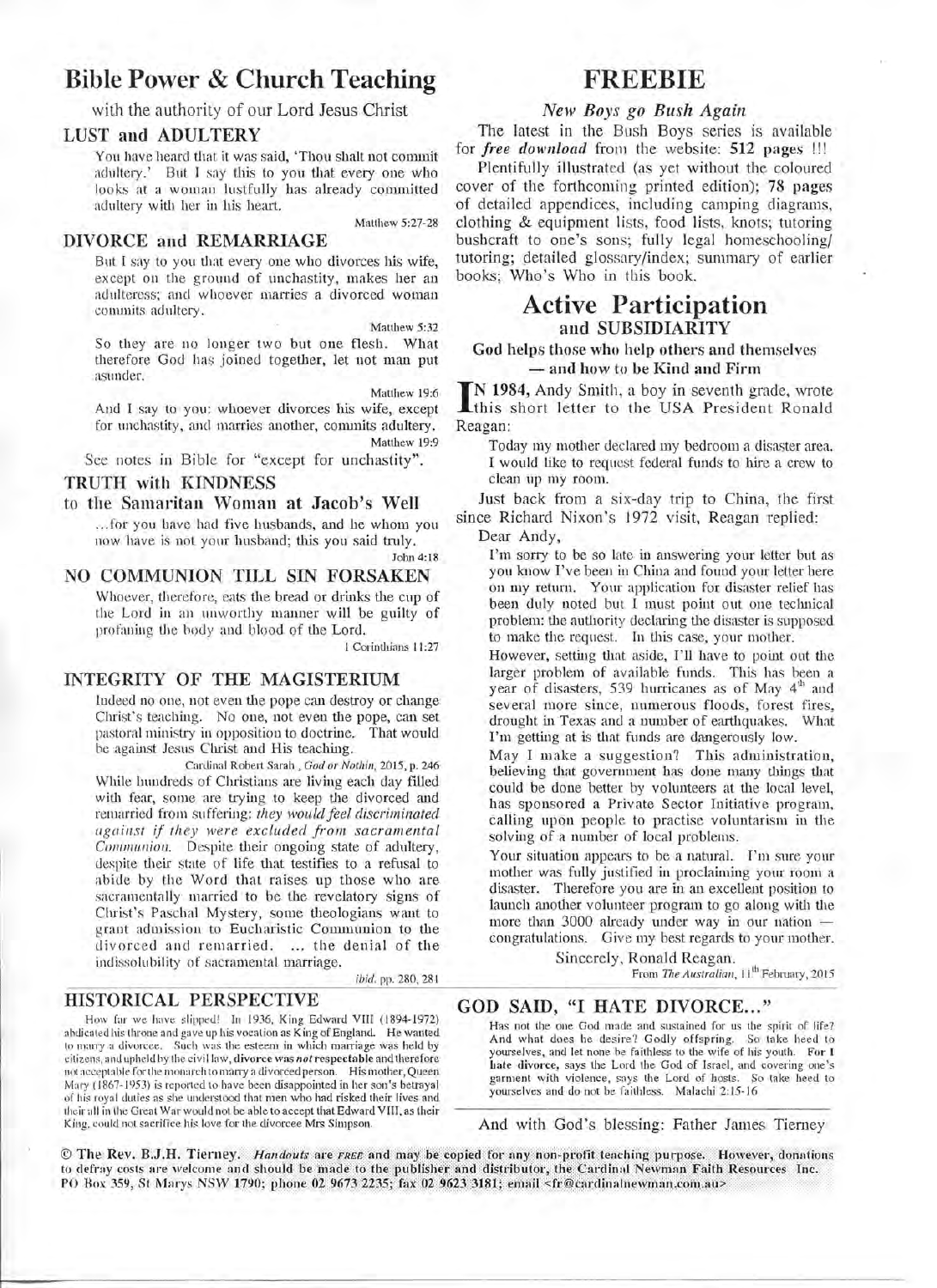## Bible Power & Church Teaching

with the authority of our Lord Jesus Christ

### LUST and ADULTERY

You have heard that it was said, 'Thou shalt not commit adultery.' But I say this to you that every one who looks at a woman lustfully has already committed adultery with her in his heart.

Matthew 5:27-28

### DIVORCE and REMARRIAGE

But I say to you that every one who divorces his wife, except on the ground of unchastity, makes her an adulteress; and whoever marries a divorced woman commits adultery.

Matthew 5:32

So they are no longer two but one flesh. What therefore God has joined together, let not man put asunder.

Matthew 19:6

And I say to you: whoever divorces his wife, except for unchastity, and marries another, commits adultery.

Matthew 19:9

See notes in Bible for "except for unchastity".

### TRUTH with KINDNESS

### to the Samaritan Woman at Jacob's Well

...for you have had five husbands, and he whom you now have is not your husband; this you said truly.

John 4:18

### NO COMMUNION TILL SIN FORSAKEN

Whoever, therefore, eats the bread or drinks the cup of the Lord in an unworthy manner will be guilty of profaning the body and blood of the Lord.

1 Corinthians 11:27

### INTEGRITY OF THE MAGISTERIUM

Indeed no one, not even the pope can destroy or change Christ's teaching. No one, not even the pope, can set pastoral ministry in opposition to doctrine. That would be against Jesus Christ and His teaching.

Cardinal Robert Sarah, *God or Nothin*, 2015, p. 246

While hundreds of Christians are living each day filled with fear, some are trying to keep the divorced and remarried from suffering; *they would feel discriminated against if they were excluded from sacramental Communion.* Despite their ongoing state of adultery, despite their state of life that testifies to a refusal to abide by the Word that raises up those who are sacramentally married to be the revelatory signs of Christ's Paschal Mystery, some theologians want to grant admission to Eucharistic Communion to the divorced and remarried. ... the denial of the indissolubility of sacramental marriage.

*ibid.* pp. 280, 281

### HISTORICAL PERSPECTIVE

How far we have slipped! In 1936, King Edward VIII (1894-1972) abdicated his throne and gave up his vocation as King of England. He wanted to marry a divorcee. Such was the esteem in which marriage was held by citizens, and upheld by the civil law, **divorce was *not* respectable** and therefore not acceptable for the monarch to marry a divorced person. His mother, Queen Mary (1867-1953) is reported to have been disappointed in her son's betrayal of his royal duties as she understood that men who had risked their lives and their all in the Great War would not be able to accept that Edward VIII, as their King, could not sacrifice his love for the divorcee Mrs Simpson.

## FREEBIE

### *New Boys go Bush Again*

The latest in the Bush Boys series is available for ***free download*** from the website: **512 pages** !!!

Plentifully illustrated (as yet without the coloured cover of the forthcoming printed edition); **78 pages** of detailed appendices, including camping diagrams, clothing & equipment lists, food lists, knots; tutoring bushcraft to one's sons; fully legal homeschooling/tutoring; detailed glossary/index; summary of earlier books; Who's Who in this book.

## Active Participation and SUBSIDIARITY

**God helps those who help others and themselves — and how to be Kind and Firm**

**IN 1984,** Andy Smith, a boy in seventh grade, wrote this short letter to the USA President Ronald Reagan:

Today my mother declared my bedroom a disaster area. I would like to request federal funds to hire a crew to clean up my room.

Just back from a six-day trip to China, the first since Richard Nixon's 1972 visit, Reagan replied:

Dear Andy,

I'm sorry to be so late in answering your letter but as you know I've been in China and found your letter here on my return. Your application for disaster relief has been duly noted but I must point out one technical problem: the authority declaring the disaster is supposed to make the request. In this case, your mother.

However, setting that aside, I'll have to point out the larger problem of available funds. This has been a year of disasters, 539 hurricanes as of May 4th and several more since, numerous floods, forest fires, drought in Texas and a number of earthquakes. What I'm getting at is that funds are dangerously low.

May I make a suggestion? This administration, believing that government has done many things that could be done better by volunteers at the local level, has sponsored a Private Sector Initiative program, calling upon people to practise voluntarism in the solving of a number of local problems.

Your situation appears to be a natural. I'm sure your mother was fully justified in proclaiming your room a disaster. Therefore you are in an excellent position to launch another volunteer program to go along with the more than 3000 already under way in our nation — congratulations. Give my best regards to your mother.

Sincerely, Ronald Reagan.

From *The Australian*, 11th February, 2015

### GOD SAID, "I HATE DIVORCE..."

Has not the one God made and sustained for us the spirit of life? And what does he desire? Godly offspring. So take heed to yourselves, and let none be faithless to the wife of his youth. **For I hate divorce,** says the Lord the God of Israel, and covering one's garment with violence, says the Lord of hosts. So take heed to yourselves and do not be faithless. Malachi 2:15-16

And with God's blessing: Father James Tierney

**© The Rev. B.J.H. Tierney.** ***Handouts** are* ***FREE*** **and may be copied for any non-profit teaching purpose. However, donations to defray costs are welcome and should be made to the publisher and distributor, the Cardinal Newman Faith Resources Inc. PO Box 359, St Marys NSW 1790; phone 02 9673 2235; fax 02 9623 3181; email <fr@cardinalnewman.com.au>**